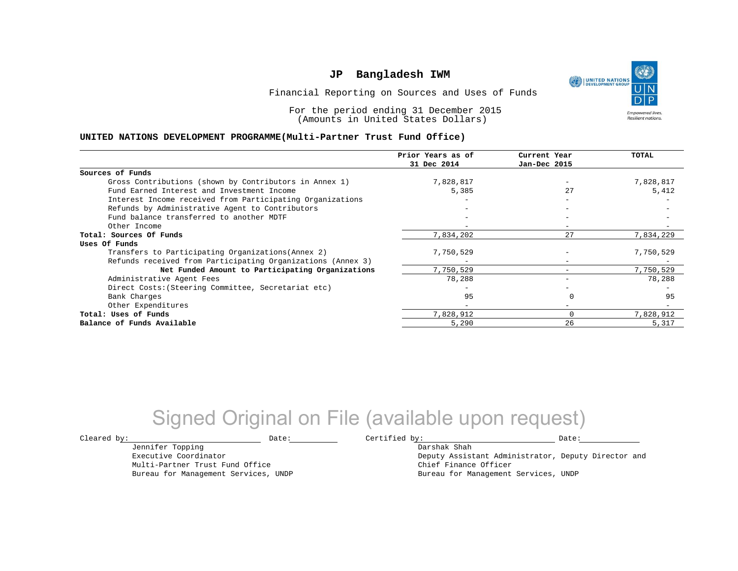# JP Bangladesh IWM

Financial Reporting on Sources and Uses of Funds

For the period ending 31 December 2015
(Amounts in United States Dollars)

**UNITED NATIONS DEVELOPMENT PROGRAMME(Multi-Partner Trust Fund Office)**

| | Prior Years as of 31 Dec 2014 | Current Year Jan-Dec 2015 | TOTAL |
|---|---|---|---|
| **Sources of Funds** | | | |
| Gross Contributions (shown by Contributors in Annex 1) | 7,828,817 | - | 7,828,817 |
| Fund Earned Interest and Investment Income | 5,385 | 27 | 5,412 |
| Interest Income received from Participating Organizations | - | - | - |
| Refunds by Administrative Agent to Contributors | - | - | - |
| Fund balance transferred to another MDTF | - | - | - |
| Other Income | - | - | - |
| **Total: Sources Of Funds** | 7,834,202 | 27 | 7,834,229 |
| **Uses Of Funds** | | | |
| Transfers to Participating Organizations(Annex 2) | 7,750,529 | - | 7,750,529 |
| Refunds received from Participating Organizations (Annex 3) | - | - | - |
| **Net Funded Amount to Participating Organizations** | 7,750,529 | - | 7,750,529 |
| Administrative Agent Fees | 78,288 | - | 78,288 |
| Direct Costs:(Steering Committee, Secretariat etc) | - | - | - |
| Bank Charges | 95 | 0 | 95 |
| Other Expenditures | - | - | - |
| **Total: Uses of Funds** | 7,828,912 | 0 | 7,828,912 |
| **Balance of Funds Available** | 5,290 | 26 | 5,317 |

Signed Original on File (available upon request)

Cleared by: ____________________ Date: __________

Jennifer Topping
Executive Coordinator
Multi-Partner Trust Fund Office
Bureau for Management Services, UNDP

Certified by: ____________________ Date: __________

Darshak Shah
Deputy Assistant Administrator, Deputy Director and
Chief Finance Officer
Bureau for Management Services, UNDP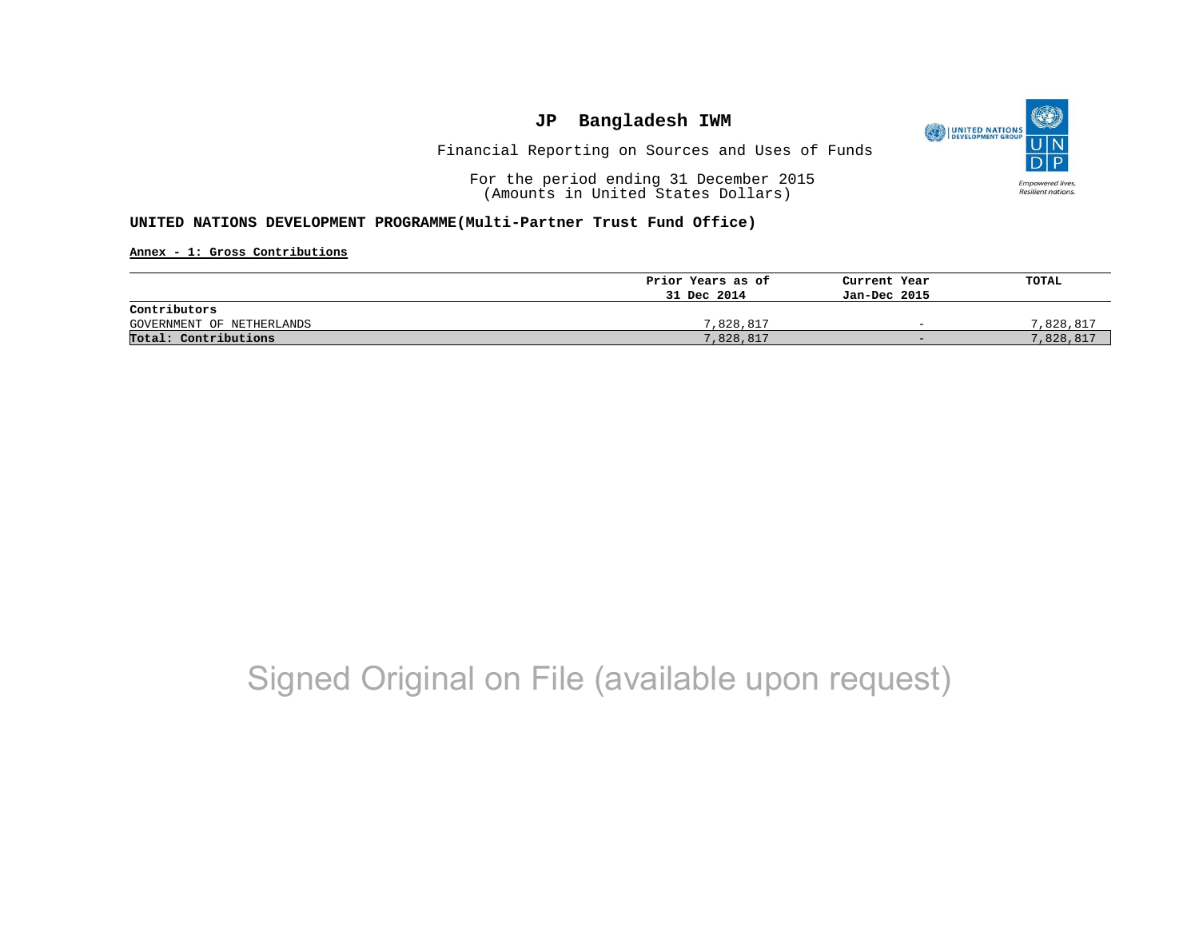# JP Bangladesh IWM

Financial Reporting on Sources and Uses of Funds

For the period ending 31 December 2015
(Amounts in United States Dollars)

**UNITED NATIONS DEVELOPMENT PROGRAMME(Multi-Partner Trust Fund Office)**

**Annex - 1: Gross Contributions**

| | Prior Years as of 31 Dec 2014 | Current Year Jan-Dec 2015 | TOTAL |
|---|---|---|---|
| **Contributors** | | | |
| GOVERNMENT OF NETHERLANDS | 7,828,817 | - | 7,828,817 |
| **Total: Contributions** | 7,828,817 | - | 7,828,817 |

Signed Original on File (available upon request)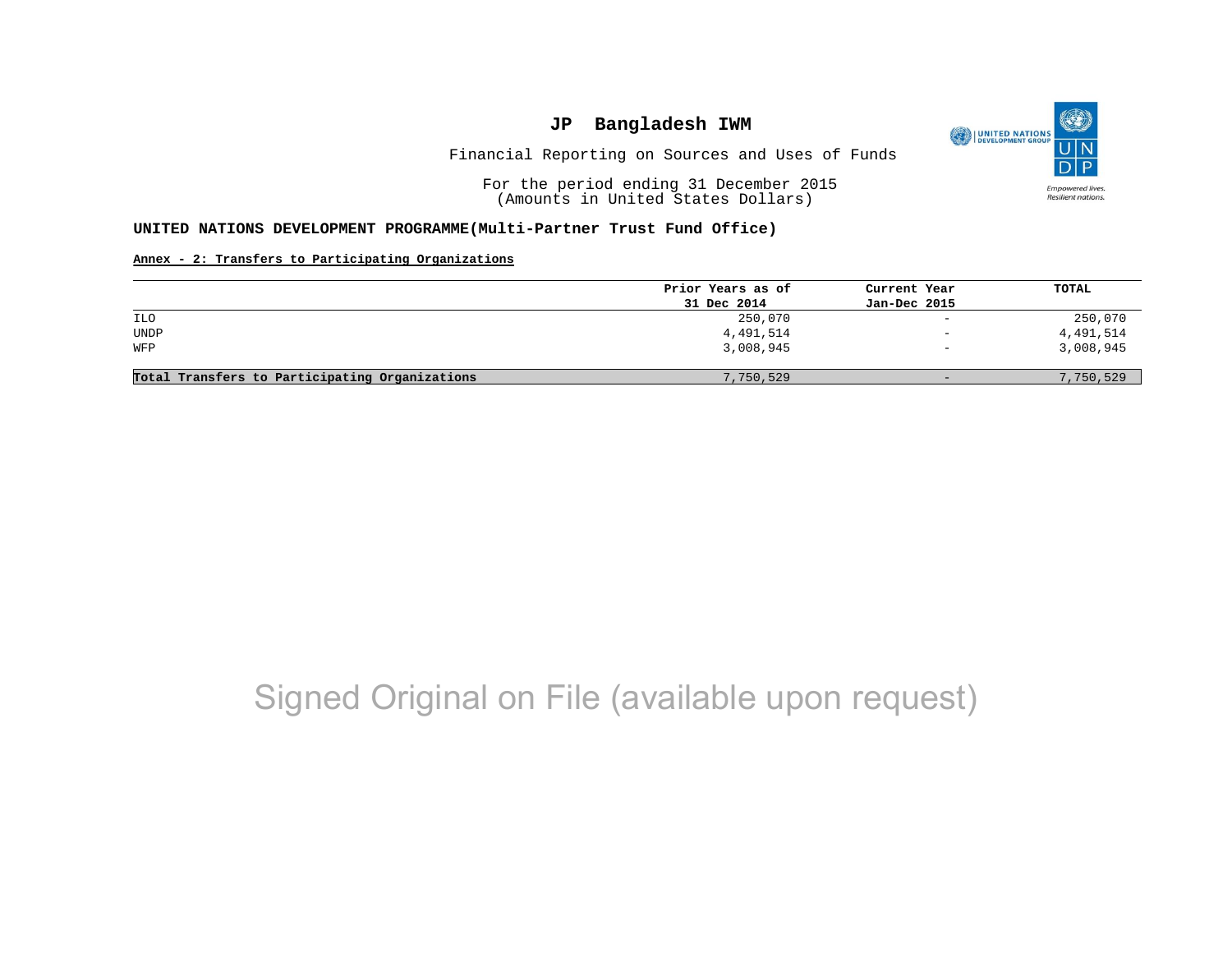# JP Bangladesh IWM

Financial Reporting on Sources and Uses of Funds

For the period ending 31 December 2015
(Amounts in United States Dollars)

**UNITED NATIONS DEVELOPMENT PROGRAMME(Multi-Partner Trust Fund Office)**

**Annex - 2: Transfers to Participating Organizations**

| | Prior Years as of 31 Dec 2014 | Current Year Jan-Dec 2015 | TOTAL |
|---|---|---|---|
| ILO | 250,070 | - | 250,070 |
| UNDP | 4,491,514 | - | 4,491,514 |
| WFP | 3,008,945 | - | 3,008,945 |
| **Total Transfers to Participating Organizations** | 7,750,529 | - | 7,750,529 |

Signed Original on File (available upon request)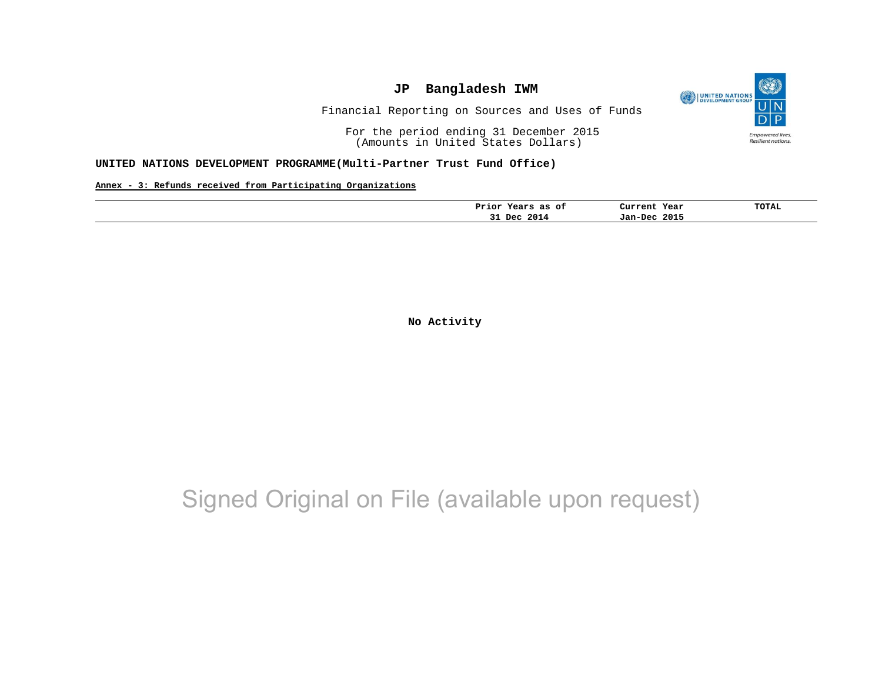# JP Bangladesh IWM

Financial Reporting on Sources and Uses of Funds

For the period ending 31 December 2015
(Amounts in United States Dollars)

**UNITED NATIONS DEVELOPMENT PROGRAMME(Multi-Partner Trust Fund Office)**

**Annex - 3: Refunds received from Participating Organizations**

| | Prior Years as of 31 Dec 2014 | Current Year Jan-Dec 2015 | TOTAL |
|---|---|---|---|

**No Activity**

Signed Original on File (available upon request)